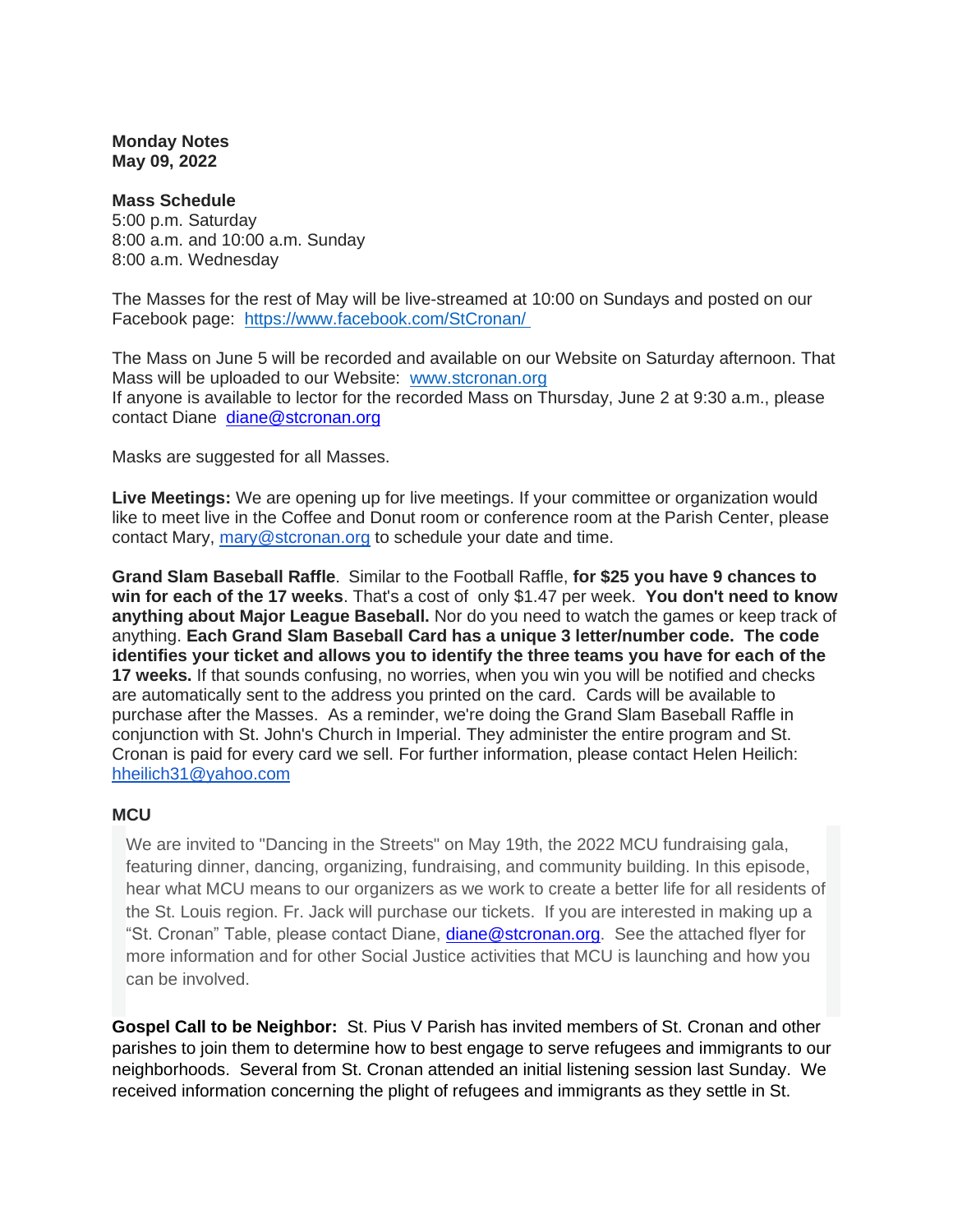**Monday Notes**
**May 09, 2022**

**Mass Schedule**
5:00 p.m. Saturday
8:00 a.m. and 10:00 a.m. Sunday
8:00 a.m. Wednesday

The Masses for the rest of May will be live-streamed at 10:00 on Sundays and posted on our Facebook page: https://www.facebook.com/StCronan/

The Mass on June 5 will be recorded and available on our Website on Saturday afternoon. That Mass will be uploaded to our Website: www.stcronan.org
If anyone is available to lector for the recorded Mass on Thursday, June 2 at 9:30 a.m., please contact Diane diane@stcronan.org

Masks are suggested for all Masses.

**Live Meetings:** We are opening up for live meetings. If your committee or organization would like to meet live in the Coffee and Donut room or conference room at the Parish Center, please contact Mary, mary@stcronan.org to schedule your date and time.

**Grand Slam Baseball Raffle**. Similar to the Football Raffle, **for $25 you have 9 chances to win for each of the 17 weeks**. That's a cost of only $1.47 per week. **You don't need to know anything about Major League Baseball.** Nor do you need to watch the games or keep track of anything. **Each Grand Slam Baseball Card has a unique 3 letter/number code. The code identifies your ticket and allows you to identify the three teams you have for each of the 17 weeks.** If that sounds confusing, no worries, when you win you will be notified and checks are automatically sent to the address you printed on the card. Cards will be available to purchase after the Masses. As a reminder, we're doing the Grand Slam Baseball Raffle in conjunction with St. John's Church in Imperial. They administer the entire program and St. Cronan is paid for every card we sell. For further information, please contact Helen Heilich: hheilich31@yahoo.com

**MCU**

> We are invited to "Dancing in the Streets" on May 19th, the 2022 MCU fundraising gala, featuring dinner, dancing, organizing, fundraising, and community building. In this episode, hear what MCU means to our organizers as we work to create a better life for all residents of the St. Louis region. Fr. Jack will purchase our tickets. If you are interested in making up a "St. Cronan" Table, please contact Diane, diane@stcronan.org. See the attached flyer for more information and for other Social Justice activities that MCU is launching and how you can be involved.

**Gospel Call to be Neighbor:** St. Pius V Parish has invited members of St. Cronan and other parishes to join them to determine how to best engage to serve refugees and immigrants to our neighborhoods. Several from St. Cronan attended an initial listening session last Sunday. We received information concerning the plight of refugees and immigrants as they settle in St.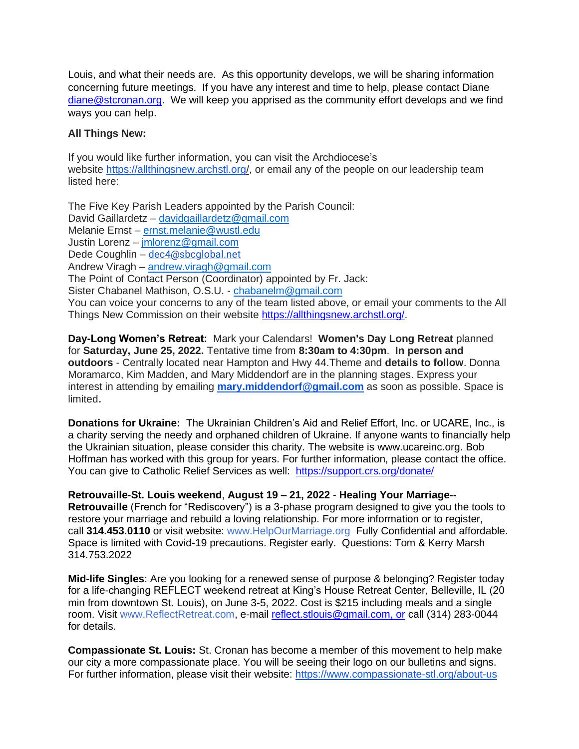Louis, and what their needs are. As this opportunity develops, we will be sharing information concerning future meetings. If you have any interest and time to help, please contact Diane diane@stcronan.org. We will keep you apprised as the community effort develops and we find ways you can help.

**All Things New:**

If you would like further information, you can visit the Archdiocese's website https://allthingsnew.archstl.org/, or email any of the people on our leadership team listed here:

The Five Key Parish Leaders appointed by the Parish Council:
David Gaillardetz – davidgaillardetz@gmail.com
Melanie Ernst – ernst.melanie@wustl.edu
Justin Lorenz – jmlorenz@gmail.com
Dede Coughlin – dec4@sbcglobal.net
Andrew Viragh – andrew.viragh@gmail.com
The Point of Contact Person (Coordinator) appointed by Fr. Jack:
Sister Chabanel Mathison, O.S.U. - chabanelm@gmail.com
You can voice your concerns to any of the team listed above, or email your comments to the All Things New Commission on their website https://allthingsnew.archstl.org/.

**Day-Long Women's Retreat:** Mark your Calendars! **Women's Day Long Retreat** planned for **Saturday, June 25, 2022.** Tentative time from **8:30am to 4:30pm**. **In person and outdoors** - Centrally located near Hampton and Hwy 44.Theme and **details to follow**. Donna Moramarco, Kim Madden, and Mary Middendorf are in the planning stages. Express your interest in attending by emailing **mary.middendorf@gmail.com** as soon as possible. Space is limited.

**Donations for Ukraine:** The Ukrainian Children's Aid and Relief Effort, Inc. or UCARE, Inc., is a charity serving the needy and orphaned children of Ukraine. If anyone wants to financially help the Ukrainian situation, please consider this charity. The website is www.ucareinc.org. Bob Hoffman has worked with this group for years. For further information, please contact the office. You can give to Catholic Relief Services as well: https://support.crs.org/donate/

**Retrouvaille-St. Louis weekend**, **August 19 – 21, 2022** - **Healing Your Marriage--Retrouvaille** (French for "Rediscovery") is a 3-phase program designed to give you the tools to restore your marriage and rebuild a loving relationship. For more information or to register, call **314.453.0110** or visit website: www.HelpOurMarriage.org Fully Confidential and affordable. Space is limited with Covid-19 precautions. Register early. Questions: Tom & Kerry Marsh 314.753.2022

**Mid-life Singles**: Are you looking for a renewed sense of purpose & belonging? Register today for a life-changing REFLECT weekend retreat at King's House Retreat Center, Belleville, IL (20 min from downtown St. Louis), on June 3-5, 2022. Cost is $215 including meals and a single room. Visit www.ReflectRetreat.com, e-mail reflect.stlouis@gmail.com, or call (314) 283-0044 for details.

**Compassionate St. Louis:** St. Cronan has become a member of this movement to help make our city a more compassionate place. You will be seeing their logo on our bulletins and signs. For further information, please visit their website: https://www.compassionate-stl.org/about-us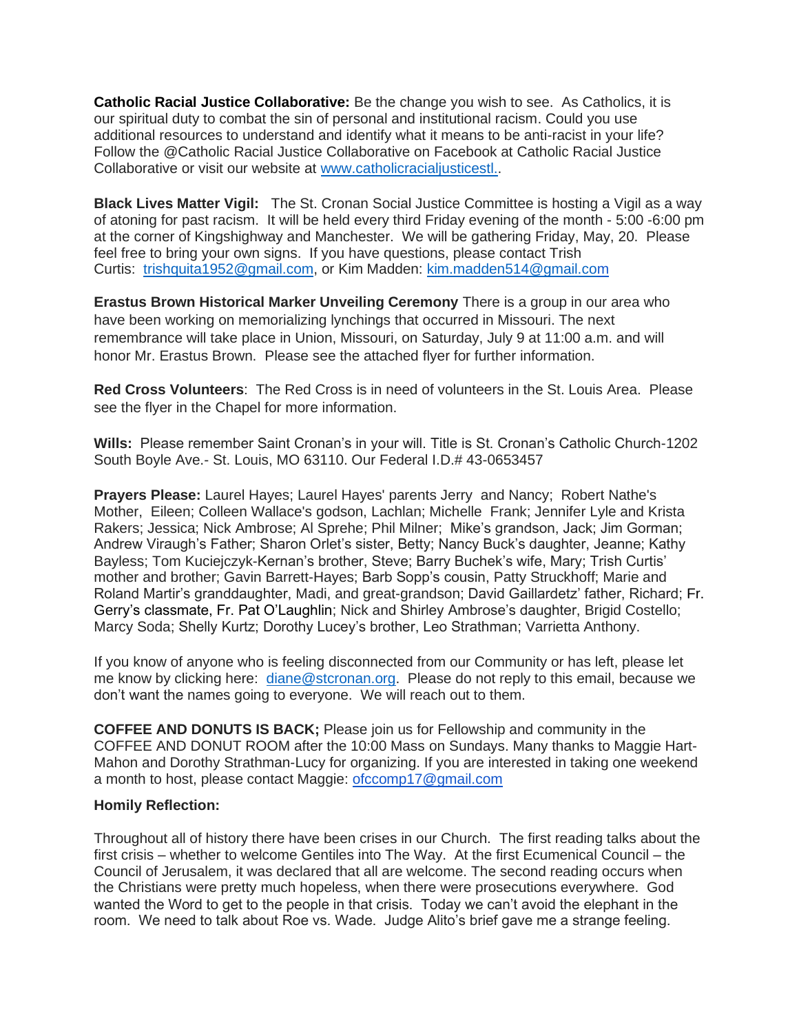**Catholic Racial Justice Collaborative:** Be the change you wish to see. As Catholics, it is our spiritual duty to combat the sin of personal and institutional racism. Could you use additional resources to understand and identify what it means to be anti-racist in your life? Follow the @Catholic Racial Justice Collaborative on Facebook at Catholic Racial Justice Collaborative or visit our website at [www.catholicracialjusticestl.](www.catholicracialjusticestl.).

**Black Lives Matter Vigil:** The St. Cronan Social Justice Committee is hosting a Vigil as a way of atoning for past racism. It will be held every third Friday evening of the month - 5:00 -6:00 pm at the corner of Kingshighway and Manchester. We will be gathering Friday, May, 20. Please feel free to bring your own signs. If you have questions, please contact Trish Curtis: trishquita1952@gmail.com, or Kim Madden: kim.madden514@gmail.com

**Erastus Brown Historical Marker Unveiling Ceremony** There is a group in our area who have been working on memorializing lynchings that occurred in Missouri. The next remembrance will take place in Union, Missouri, on Saturday, July 9 at 11:00 a.m. and will honor Mr. Erastus Brown. Please see the attached flyer for further information.

**Red Cross Volunteers**: The Red Cross is in need of volunteers in the St. Louis Area. Please see the flyer in the Chapel for more information.

**Wills:** Please remember Saint Cronan's in your will. Title is St. Cronan's Catholic Church-1202 South Boyle Ave.- St. Louis, MO 63110. Our Federal I.D.# 43-0653457

**Prayers Please:** Laurel Hayes; Laurel Hayes' parents Jerry and Nancy; Robert Nathe's Mother, Eileen; Colleen Wallace's godson, Lachlan; Michelle Frank; Jennifer Lyle and Krista Rakers; Jessica; Nick Ambrose; Al Sprehe; Phil Milner; Mike's grandson, Jack; Jim Gorman; Andrew Viraugh's Father; Sharon Orlet's sister, Betty; Nancy Buck's daughter, Jeanne; Kathy Bayless; Tom Kuciejczyk-Kernan's brother, Steve; Barry Buchek's wife, Mary; Trish Curtis' mother and brother; Gavin Barrett-Hayes; Barb Sopp's cousin, Patty Struckhoff; Marie and Roland Martir's granddaughter, Madi, and great-grandson; David Gaillardetz' father, Richard; Fr. Gerry's classmate, Fr. Pat O'Laughlin; Nick and Shirley Ambrose's daughter, Brigid Costello; Marcy Soda; Shelly Kurtz; Dorothy Lucey's brother, Leo Strathman; Varrietta Anthony.

If you know of anyone who is feeling disconnected from our Community or has left, please let me know by clicking here: diane@stcronan.org. Please do not reply to this email, because we don't want the names going to everyone. We will reach out to them.

**COFFEE AND DONUTS IS BACK;** Please join us for Fellowship and community in the COFFEE AND DONUT ROOM after the 10:00 Mass on Sundays. Many thanks to Maggie Hart-Mahon and Dorothy Strathman-Lucy for organizing. If you are interested in taking one weekend a month to host, please contact Maggie: ofccomp17@gmail.com

**Homily Reflection:**

Throughout all of history there have been crises in our Church. The first reading talks about the first crisis – whether to welcome Gentiles into The Way. At the first Ecumenical Council – the Council of Jerusalem, it was declared that all are welcome. The second reading occurs when the Christians were pretty much hopeless, when there were prosecutions everywhere. God wanted the Word to get to the people in that crisis. Today we can't avoid the elephant in the room. We need to talk about Roe vs. Wade. Judge Alito's brief gave me a strange feeling.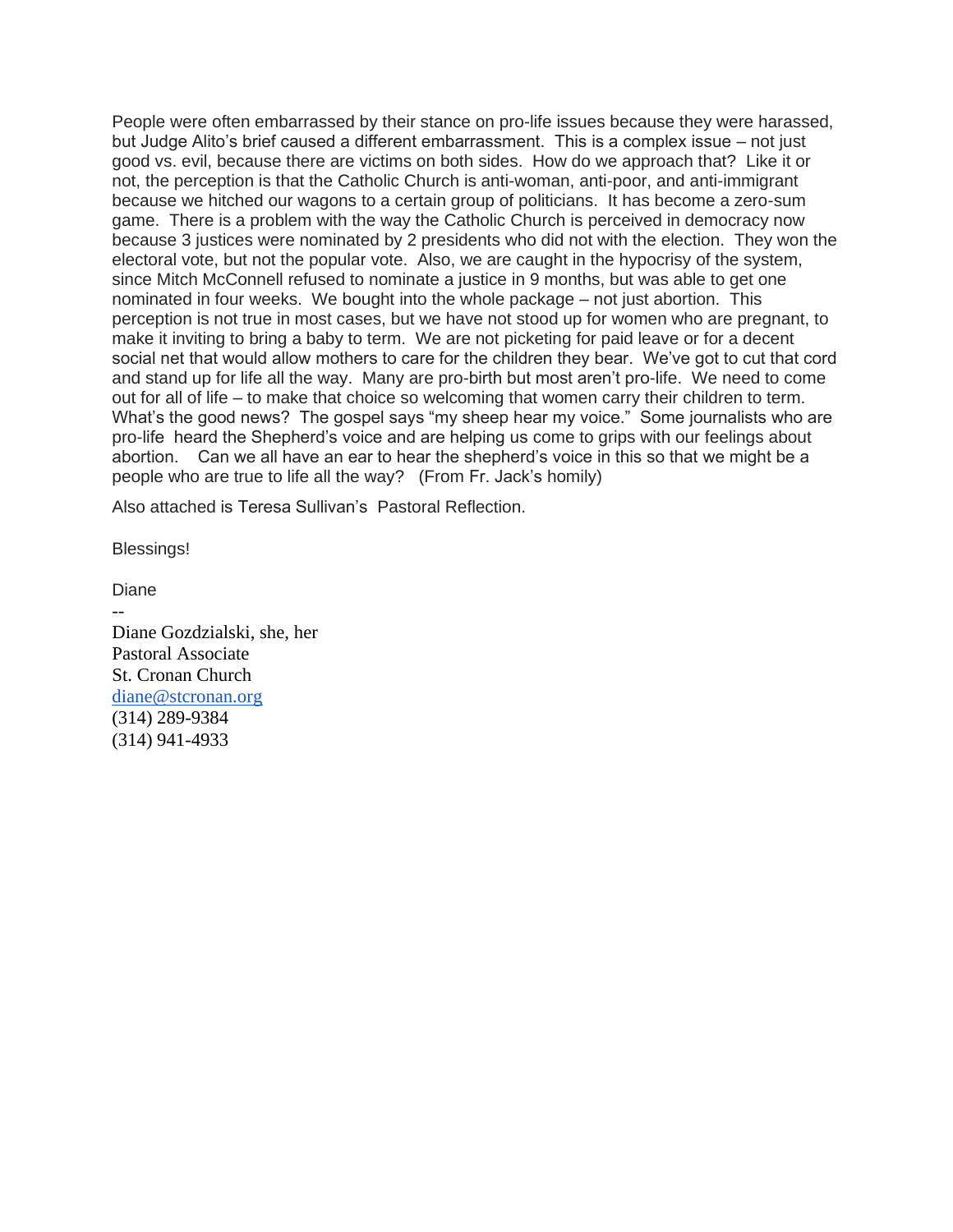People were often embarrassed by their stance on pro-life issues because they were harassed, but Judge Alito's brief caused a different embarrassment. This is a complex issue – not just good vs. evil, because there are victims on both sides. How do we approach that? Like it or not, the perception is that the Catholic Church is anti-woman, anti-poor, and anti-immigrant because we hitched our wagons to a certain group of politicians. It has become a zero-sum game. There is a problem with the way the Catholic Church is perceived in democracy now because 3 justices were nominated by 2 presidents who did not with the election. They won the electoral vote, but not the popular vote. Also, we are caught in the hypocrisy of the system, since Mitch McConnell refused to nominate a justice in 9 months, but was able to get one nominated in four weeks. We bought into the whole package – not just abortion. This perception is not true in most cases, but we have not stood up for women who are pregnant, to make it inviting to bring a baby to term. We are not picketing for paid leave or for a decent social net that would allow mothers to care for the children they bear. We've got to cut that cord and stand up for life all the way. Many are pro-birth but most aren't pro-life. We need to come out for all of life – to make that choice so welcoming that women carry their children to term. What's the good news? The gospel says "my sheep hear my voice." Some journalists who are pro-life heard the Shepherd's voice and are helping us come to grips with our feelings about abortion. Can we all have an ear to hear the shepherd's voice in this so that we might be a people who are true to life all the way? (From Fr. Jack's homily)

Also attached is Teresa Sullivan's Pastoral Reflection.

Blessings!

Diane

--

Diane Gozdzialski, she, her
Pastoral Associate
St. Cronan Church
diane@stcronan.org
(314) 289-9384
(314) 941-4933